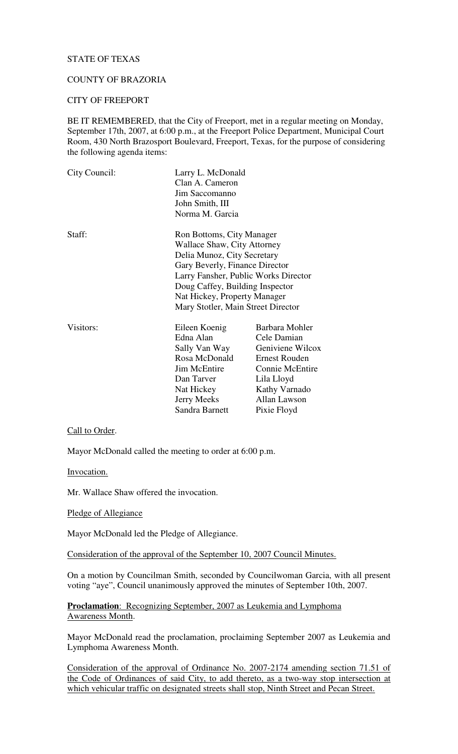STATE OF TEXAS

COUNTY OF BRAZORIA

CITY OF FREEPORT

BE IT REMEMBERED, that the City of Freeport, met in a regular meeting on Monday, September 17th, 2007, at 6:00 p.m., at the Freeport Police Department, Municipal Court Room, 430 North Brazosport Boulevard, Freeport, Texas, for the purpose of considering the following agenda items:

| | | |
|---|---|---|
| City Council: | Larry L. McDonald | |
| | Clan A. Cameron | |
| | Jim Saccomanno | |
| | John Smith, III | |
| | Norma M. Garcia | |
| Staff: | Ron Bottoms, City Manager | |
| | Wallace Shaw, City Attorney | |
| | Delia Munoz, City Secretary | |
| | Gary Beverly, Finance Director | |
| | Larry Fansher, Public Works Director | |
| | Doug Caffey, Building Inspector | |
| | Nat Hickey, Property Manager | |
| | Mary Stotler, Main Street Director | |
| Visitors: | Eileen Koenig | Barbara Mohler |
| | Edna Alan | Cele Damian |
| | Sally Van Way | Geniviene Wilcox |
| | Rosa McDonald | Ernest Rouden |
| | Jim McEntire | Connie McEntire |
| | Dan Tarver | Lila Lloyd |
| | Nat Hickey | Kathy Varnado |
| | Jerry Meeks | Allan Lawson |
| | Sandra Barnett | Pixie Floyd |

Call to Order.

Mayor McDonald called the meeting to order at 6:00 p.m.

Invocation.

Mr. Wallace Shaw offered the invocation.

Pledge of Allegiance

Mayor McDonald led the Pledge of Allegiance.

Consideration of the approval of the September 10, 2007 Council Minutes.

On a motion by Councilman Smith, seconded by Councilwoman Garcia, with all present voting "aye", Council unanimously approved the minutes of September 10th, 2007.

**Proclamation**: Recognizing September, 2007 as Leukemia and Lymphoma Awareness Month.

Mayor McDonald read the proclamation, proclaiming September 2007 as Leukemia and Lymphoma Awareness Month.

Consideration of the approval of Ordinance No. 2007-2174 amending section 71.51 of the Code of Ordinances of said City, to add thereto, as a two-way stop intersection at which vehicular traffic on designated streets shall stop, Ninth Street and Pecan Street.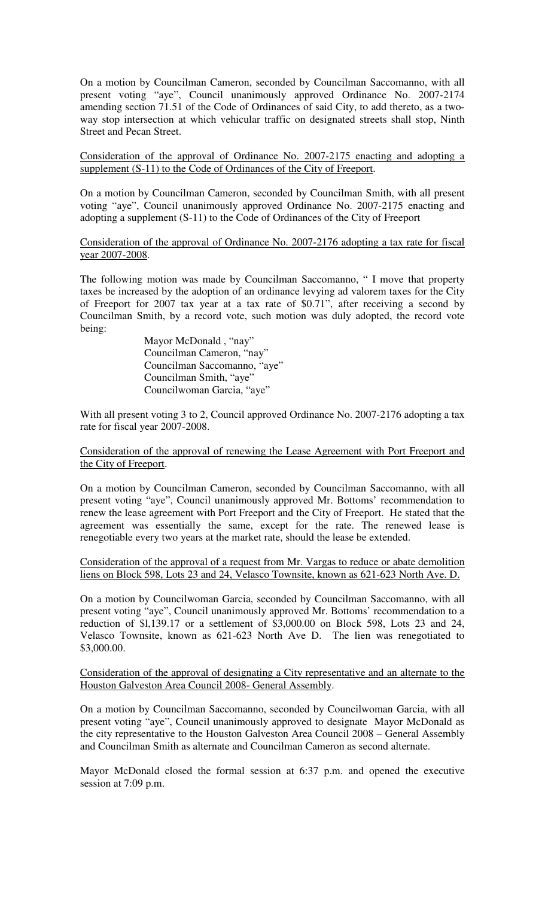On a motion by Councilman Cameron, seconded by Councilman Saccomanno, with all present voting "aye", Council unanimously approved Ordinance No. 2007-2174 amending section 71.51 of the Code of Ordinances of said City, to add thereto, as a two-way stop intersection at which vehicular traffic on designated streets shall stop, Ninth Street and Pecan Street.

<u>Consideration of the approval of Ordinance No. 2007-2175 enacting and adopting a supplement (S-11) to the Code of Ordinances of the City of Freeport.</u>

On a motion by Councilman Cameron, seconded by Councilman Smith, with all present voting "aye", Council unanimously approved Ordinance No. 2007-2175 enacting and adopting a supplement (S-11) to the Code of Ordinances of the City of Freeport

<u>Consideration of the approval of Ordinance No. 2007-2176 adopting a tax rate for fiscal year 2007-2008.</u>

The following motion was made by Councilman Saccomanno, " I move that property taxes be increased by the adoption of an ordinance levying ad valorem taxes for the City of Freeport for 2007 tax year at a tax rate of $0.71", after receiving a second by Councilman Smith, by a record vote, such motion was duly adopted, the record vote being:

Mayor McDonald , "nay"
Councilman Cameron, "nay"
Councilman Saccomanno, "aye"
Councilman Smith, "aye"
Councilwoman Garcia, "aye"

With all present voting 3 to 2, Council approved Ordinance No. 2007-2176 adopting a tax rate for fiscal year 2007-2008.

<u>Consideration of the approval of renewing the Lease Agreement with Port Freeport and the City of Freeport.</u>

On a motion by Councilman Cameron, seconded by Councilman Saccomanno, with all present voting "aye", Council unanimously approved Mr. Bottoms' recommendation to renew the lease agreement with Port Freeport and the City of Freeport. He stated that the agreement was essentially the same, except for the rate. The renewed lease is renegotiable every two years at the market rate, should the lease be extended.

<u>Consideration of the approval of a request from Mr. Vargas to reduce or abate demolition liens on Block 598, Lots 23 and 24, Velasco Townsite, known as 621-623 North Ave. D.</u>

On a motion by Councilwoman Garcia, seconded by Councilman Saccomanno, with all present voting "aye", Council unanimously approved Mr. Bottoms' recommendation to a reduction of $l,139.17 or a settlement of $3,000.00 on Block 598, Lots 23 and 24, Velasco Townsite, known as 621-623 North Ave D. The lien was renegotiated to $3,000.00.

<u>Consideration of the approval of designating a City representative and an alternate to the Houston Galveston Area Council 2008- General Assembly.</u>

On a motion by Councilman Saccomanno, seconded by Councilwoman Garcia, with all present voting "aye", Council unanimously approved to designate Mayor McDonald as the city representative to the Houston Galveston Area Council 2008 – General Assembly and Councilman Smith as alternate and Councilman Cameron as second alternate.

Mayor McDonald closed the formal session at 6:37 p.m. and opened the executive session at 7:09 p.m.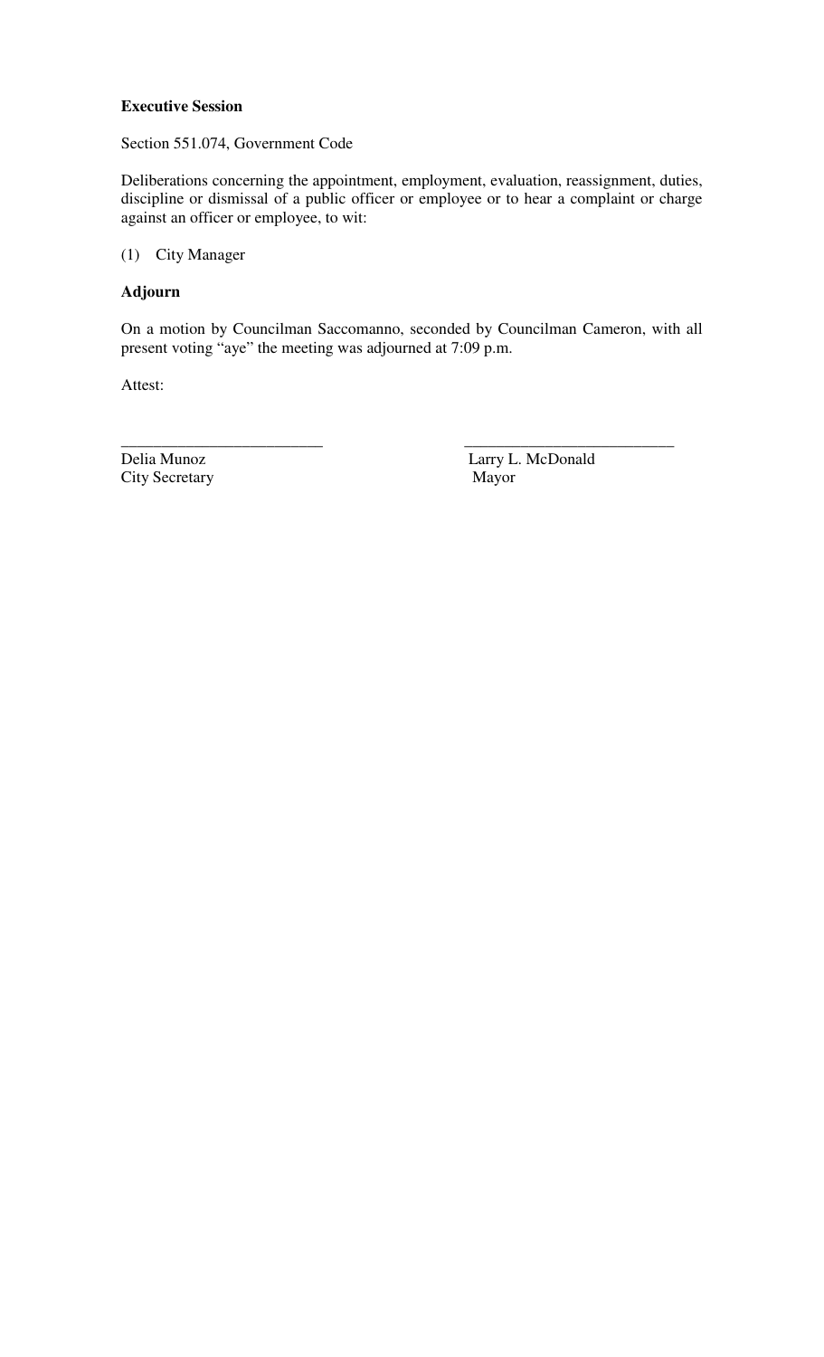**Executive Session**

Section 551.074, Government Code

Deliberations concerning the appointment, employment, evaluation, reassignment, duties, discipline or dismissal of a public officer or employee or to hear a complaint or charge against an officer or employee, to wit:

(1) City Manager

**Adjourn**

On a motion by Councilman Saccomanno, seconded by Councilman Cameron, with all present voting "aye" the meeting was adjourned at 7:09 p.m.

Attest:

_________________________ _________________________

Delia Munoz
City Secretary

Larry L. McDonald
Mayor